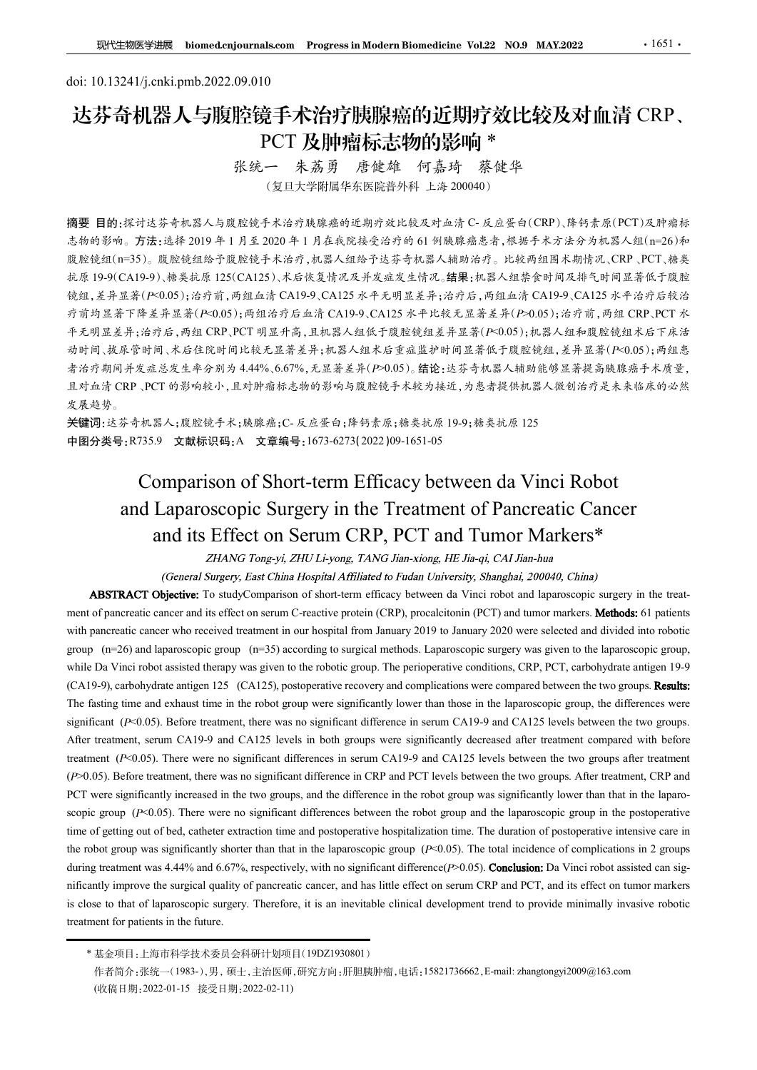doi: 10.13241/j.cnki.pmb.2022.09.010

# 达芬奇机器人与腹腔镜手术治疗胰腺癌的近期疗效比较及对血清 CRP、PCT 及肿瘤标志物的影响 *

张统一　朱荔勇　唐健雄　何嘉琦　蔡健华

（复旦大学附属华东医院普外科 上海 200040）

**摘要 目的：**探讨达芬奇机器人与腹腔镜手术治疗胰腺癌的近期疗效比较及对血清 C- 反应蛋白(CRP)、降钙素原(PCT)及肿瘤标志物的影响。**方法：**选择 2019 年 1 月至 2020 年 1 月在我院接受治疗的 61 例胰腺癌患者，根据手术方法分为机器人组(n=26)和腹腔镜组(n=35)。腹腔镜组给予腹腔镜手术治疗，机器人组给予达芬奇机器人辅助治疗。比较两组围术期情况、CRP、PCT、糖类抗原 19-9(CA19-9)、糖类抗原 125(CA125)、术后恢复情况及并发症发生情况。**结果：**机器人组禁食时间及排气时间显著低于腹腔镜组，差异显著($P$<0.05)；治疗前，两组血清 CA19-9、CA125 水平无明显差异；治疗后，两组血清 CA19-9、CA125 水平治疗后较治疗前均显著下降差异显著($P$<0.05)；两组治疗后血清 CA19-9、CA125 水平比较无显著差异($P$>0.05)；治疗前，两组 CRP、PCT 水平无明显差异；治疗后，两组 CRP、PCT 明显升高，且机器人组低于腹腔镜组差异显著($P$<0.05)；机器人组和腹腔镜组术后下床活动时间、拔尿管时间、术后住院时间比较无显著差异；机器人组术后重症监护时间显著低于腹腔镜组，差异显著($P$<0.05)；两组患者治疗期间并发症总发生率分别为 4.44%、6.67%，无显著差异($P$>0.05)。**结论：**达芬奇机器人辅助能够显著提高胰腺癌手术质量，且对血清 CRP、PCT 的影响较小，且对肿瘤标志物的影响与腹腔镜手术较为接近，为患者提供机器人微创治疗是未来临床的必然发展趋势。

**关键词：**达芬奇机器人；腹腔镜手术；胰腺癌；C- 反应蛋白；降钙素原；糖类抗原 19-9；糖类抗原 125

**中图分类号：**R735.9　**文献标识码：**A　**文章编号：**1673-6273(2022)09-1651-05

# Comparison of Short-term Efficacy between da Vinci Robot and Laparoscopic Surgery in the Treatment of Pancreatic Cancer and its Effect on Serum CRP, PCT and Tumor Markers*

*ZHANG Tong-yi, ZHU Li-yong, TANG Jian-xiong, HE Jia-qi, CAI Jian-hua*

*(General Surgery, East China Hospital Affiliated to Fudan University, Shanghai, 200040, China)*

**ABSTRACT Objective:** To studyComparison of short-term efficacy between da Vinci robot and laparoscopic surgery in the treatment of pancreatic cancer and its effect on serum C-reactive protein (CRP), procalcitonin (PCT) and tumor markers. **Methods:** 61 patients with pancreatic cancer who received treatment in our hospital from January 2019 to January 2020 were selected and divided into robotic group (n=26) and laparoscopic group (n=35) according to surgical methods. Laparoscopic surgery was given to the laparoscopic group, while Da Vinci robot assisted therapy was given to the robotic group. The perioperative conditions, CRP, PCT, carbohydrate antigen 19-9 (CA19-9), carbohydrate antigen 125 (CA125), postoperative recovery and complications were compared between the two groups. **Results:** The fasting time and exhaust time in the robot group were significantly lower than those in the laparoscopic group, the differences were significant ($P$<0.05). Before treatment, there was no significant difference in serum CA19-9 and CA125 levels between the two groups. After treatment, serum CA19-9 and CA125 levels in both groups were significantly decreased after treatment compared with before treatment ($P$<0.05). There were no significant differences in serum CA19-9 and CA125 levels between the two groups after treatment ($P$>0.05). Before treatment, there was no significant difference in CRP and PCT levels between the two groups. After treatment, CRP and PCT were significantly increased in the two groups, and the difference in the robot group was significantly lower than that in the laparoscopic group ($P$<0.05). There were no significant differences between the robot group and the laparoscopic group in the postoperative time of getting out of bed, catheter extraction time and postoperative hospitalization time. The duration of postoperative intensive care in the robot group was significantly shorter than that in the laparoscopic group ($P$<0.05). The total incidence of complications in 2 groups during treatment was 4.44% and 6.67%, respectively, with no significant difference($P$>0.05). **Conclusion:** Da Vinci robot assisted can significantly improve the surgical quality of pancreatic cancer, and has little effect on serum CRP and PCT, and its effect on tumor markers is close to that of laparoscopic surgery. Therefore, it is an inevitable clinical development trend to provide minimally invasive robotic treatment for patients in the future.

---

\* 基金项目：上海市科学技术委员会科研计划项目(19DZ1930801)

作者简介：张统一(1983-)，男，硕士，主治医师，研究方向：肝胆胰肿瘤，电话：15821736662，E-mail: zhangtongyi2009@163.com

(收稿日期：2022-01-15　接受日期：2022-02-11)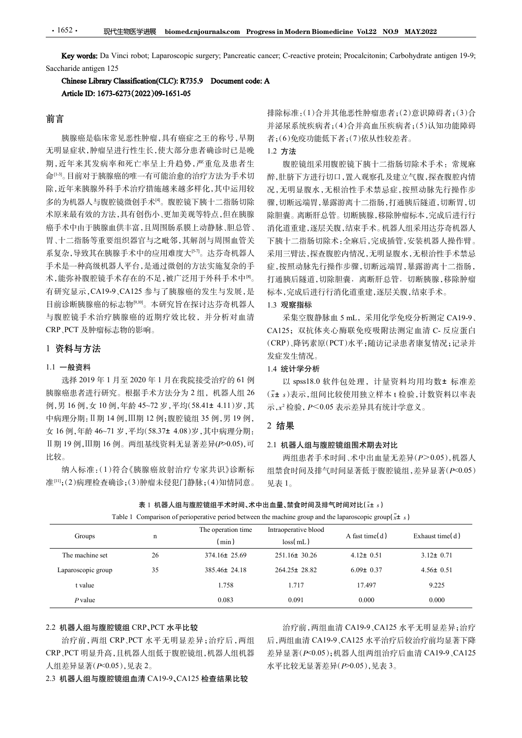**Key words:** Da Vinci robot; Laparoscopic surgery; Pancreatic cancer; C-reactive protein; Procalcitonin; Carbohydrate antigen 19-9; Saccharide antigen 125

**Chinese Library Classification(CLC): R735.9 Document code: A**

**Article ID: 1673-6273(2022)09-1651-05**

## 前言

胰腺癌是临床常见恶性肿瘤，具有癌症之王的称号，早期无明显症状，肿瘤呈进行性生长，使大部分患者确诊时已是晚期，近年来其发病率和死亡率呈上升趋势，严重危及患者生命[1-3]。目前对于胰腺癌的唯一有可能治愈的治疗方法为手术切除，近年来胰腺外科手术治疗措施越来越多样化，其中运用较多的为机器人与腹腔镜微创手术[4]。腹腔镜下胰十二指肠切除术原来最有效的方法，具有创伤小、更加美观等特点，但在胰腺癌手术中由于胰腺血供丰富，且周围肠系膜上动静脉、胆总管、胃、十二指肠等重要组织器官与之毗邻，其解剖与周围血管关系复杂，导致其在胰腺手术中的应用难度大[5-7]。达芬奇机器人手术是一种高级机器人平台，是通过微创的方法实施复杂的手术，能弥补腹腔镜手术存在的不足，被广泛用于外科手术中[8]。有研究显示，CA19-9、CA125 参与了胰腺癌的发生与发展，是目前诊断胰腺癌的标志物[9,10]。本研究旨在探讨达芬奇机器人与腹腔镜手术治疗胰腺癌的近期疗效比较，并分析对血清 CRP、PCT 及肿瘤标志物的影响。

## 1 资料与方法

### 1.1 一般资料

选择 2019 年 1 月至 2020 年 1 月在我院接受治疗的 61 例胰腺癌患者进行研究。根据手术方法分为 2 组，机器人组 26 例，男 16 例，女 10 例，年龄 45~72 岁，平均(58.41± 4.11)岁，其中病理分期：Ⅱ期 14 例，Ⅲ期 12 例；腹腔镜组 35 例，男 19 例，女 16 例，年龄 46~71 岁，平均(58.37± 4.08)岁，其中病理分期：Ⅱ期 19 例，Ⅲ期 16 例。两组基线资料无显著差异($P$>0.05)，可比较。

纳入标准：(1)符合《胰腺癌放射治疗专家共识》诊断标准[11]；(2)病理检查确诊；(3)肿瘤未侵犯门静脉；(4)知情同意。排除标准：(1)合并其他恶性肿瘤患者；(2)意识障碍者；(3)合并泌尿系统疾病者；(4)合并高血压疾病者；(5)认知功能障碍者；(6)免疫功能低下者；(7)依从性较差者。

### 1.2 方法

腹腔镜组采用腹腔镜下胰十二指肠切除术手术：常规麻醉，肚脐下方进行切口，置入观察孔及建立气腹，探查腹腔内情况，无明显腹水，无根治性手术禁忌症，按照动脉先行操作步骤，切断远端胃，暴露游离十二指肠，打通胰后隧道，切断胃，切除胆囊。离断肝总管。切断胰腺，移除肿瘤标本，完成后进行行消化道重建，逐层关腹，结束手术。机器人组采用达芬奇机器人下胰十二指肠切除术：全麻后，完成插管，安装机器人操作臂。采用三臂法，探查腹腔内情况，无明显腹水，无根治性手术禁忌症，按照动脉先行操作步骤，切断远端胃，暴露游离十二指肠，打通胰后隧道，切除胆囊. 离断肝总管. 切断胰腺，移除肿瘤标本，完成后进行行消化道重建，逐层关腹，结束手术。

### 1.3 观察指标

采集空腹静脉血 5 mL，采用化学免疫分析测定 CA19-9、CA125；双抗体夹心酶联免疫吸附法测定血清 C- 反应蛋白(CRP)、降钙素原(PCT)水平；随访记录患者康复情况；记录并发症发生情况。

### 1.4 统计学分析

以 spss18.0 软件包处理，计量资料均用均数± 标准差($\bar{x}$± $s$)表示，组间比较使用独立样本 t 检验，计数资料以率表示，$x^2$ 检验，$P$<0.05 表示差异具有统计学意义。

## 2 结果

### 2.1 机器人组与腹腔镜组围术期去对比

两组患者手术时间、术中出血量无差异($P$>0.05)，机器人组禁食时间及排气时间显著低于腹腔镜组，差异显著($P$<0.05)见表 1。

表 1 机器人组与腹腔镜组手术时间、术中出血量、禁食时间及排气时间对比($\bar{x}$± $s$)

Table 1 Comparison of perioperative period between the machine group and the laparoscopic group($\bar{x}$± $s$)

| Groups | n | The operation time (min) | Intraoperative blood loss(mL) | A fast time(d) | Exhaust time(d) |
|---|---|---|---|---|---|
| The machine set | 26 | 374.16± 25.69 | 251.16± 30.26 | 4.12± 0.51 | 3.12± 0.71 |
| Laparoscopic group | 35 | 385.46± 24.18 | 264.25± 28.82 | 6.09± 0.37 | 4.56± 0.51 |
| t value | | 1.758 | 1.717 | 17.497 | 9.225 |
| $P$ value | | 0.083 | 0.091 | 0.000 | 0.000 |

### 2.2 机器人组与腹腔镜组 CRP、PCT 水平比较

治疗前，两组 CRP、PCT 水平无明显差异；治疗后，两组 CRP、PCT 明显升高，且机器人组低于腹腔镜组，机器人组机器人组差异显著($P$<0.05)，见表 2。

### 2.3 机器人组与腹腔镜组血清 CA19-9、CA125 检查结果比较

治疗前，两组血清 CA19-9、CA125 水平无明显差异；治疗后，两组血清 CA19-9、CA125 水平治疗后较治疗前均显著下降差异显著($P$<0.05)；机器人组两组治疗后血清 CA19-9、CA125 水平比较无显著差异($P$>0.05)，见表 3。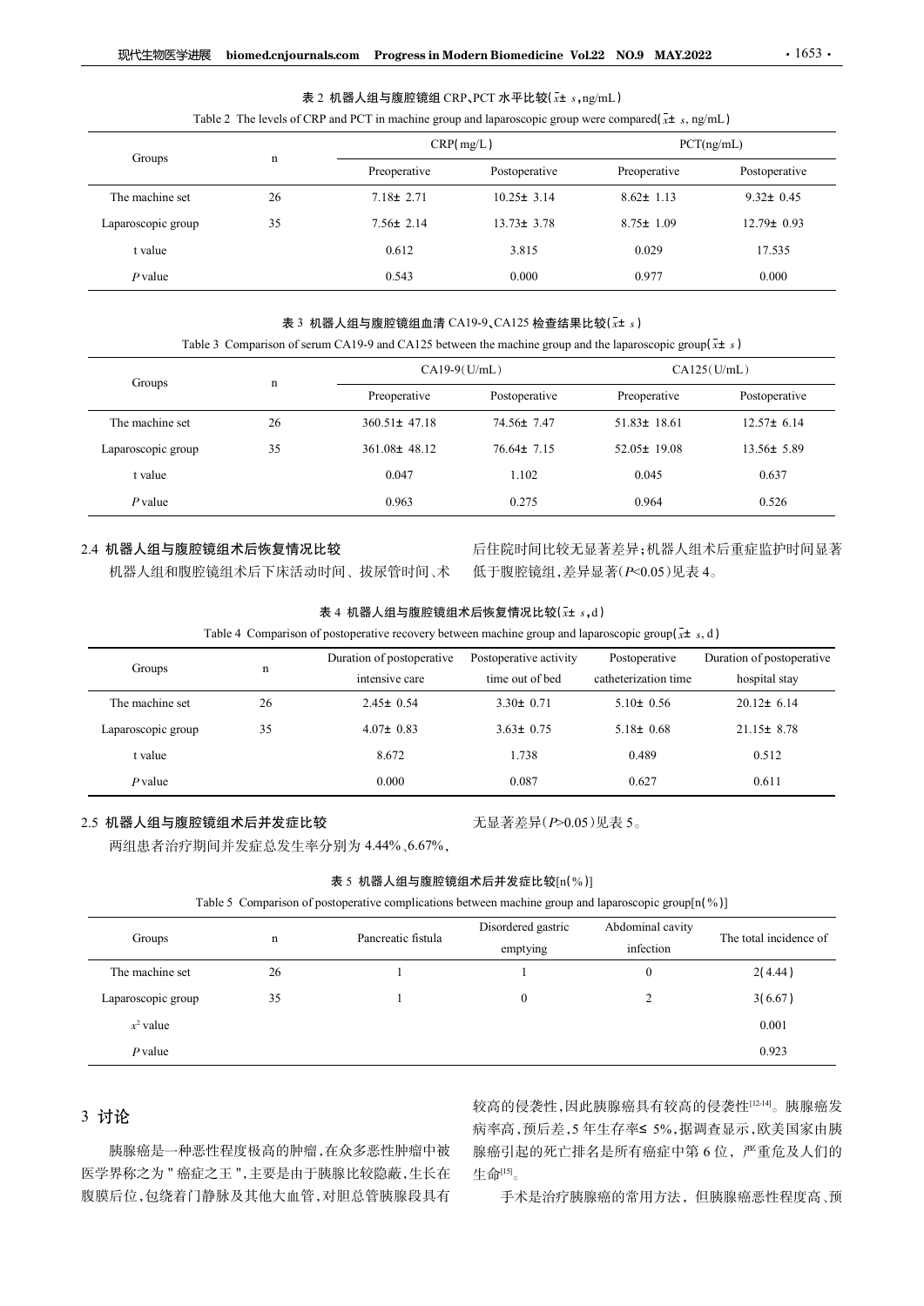表 2 机器人组与腹腔镜组 CRP、PCT 水平比较($\bar{x}\pm s$,ng/mL)

Table 2 The levels of CRP and PCT in machine group and laparoscopic group were compared($\bar{x}\pm s$, ng/mL)

| Groups | n | CRP(mg/L) | | PCT(ng/mL) | |
|---|---|---|---|---|---|
| | | Preoperative | Postoperative | Preoperative | Postoperative |
| The machine set | 26 | 7.18± 2.71 | 10.25± 3.14 | 8.62± 1.13 | 9.32± 0.45 |
| Laparoscopic group | 35 | 7.56± 2.14 | 13.73± 3.78 | 8.75± 1.09 | 12.79± 0.93 |
| t value | | 0.612 | 3.815 | 0.029 | 17.535 |
| *P* value | | 0.543 | 0.000 | 0.977 | 0.000 |

表 3 机器人组与腹腔镜组血清 CA19-9、CA125 检查结果比较($\bar{x}\pm s$)

Table 3 Comparison of serum CA19-9 and CA125 between the machine group and the laparoscopic group($\bar{x}\pm s$)

| Groups | n | CA19-9(U/mL) | | CA125(U/mL) | |
|---|---|---|---|---|---|
| | | Preoperative | Postoperative | Preoperative | Postoperative |
| The machine set | 26 | 360.51± 47.18 | 74.56± 7.47 | 51.83± 18.61 | 12.57± 6.14 |
| Laparoscopic group | 35 | 361.08± 48.12 | 76.64± 7.15 | 52.05± 19.08 | 13.56± 5.89 |
| t value | | 0.047 | 1.102 | 0.045 | 0.637 |
| *P* value | | 0.963 | 0.275 | 0.964 | 0.526 |

### 2.4 机器人组与腹腔镜组术后恢复情况比较

机器人组和腹腔镜组术后下床活动时间、拔尿管时间、术后住院时间比较无显著差异;机器人组术后重症监护时间显著低于腹腔镜组,差异显著($P$<0.05)见表 4。

表 4 机器人组与腹腔镜组术后恢复情况比较($\bar{x}\pm s$,d)

Table 4 Comparison of postoperative recovery between machine group and laparoscopic group($\bar{x}\pm s$, d)

| Groups | n | Duration of postoperative intensive care | Postoperative activity time out of bed | Postoperative catheterization time | Duration of postoperative hospital stay |
|---|---|---|---|---|---|
| The machine set | 26 | 2.45± 0.54 | 3.30± 0.71 | 5.10± 0.56 | 20.12± 6.14 |
| Laparoscopic group | 35 | 4.07± 0.83 | 3.63± 0.75 | 5.18± 0.68 | 21.15± 8.78 |
| t value | | 8.672 | 1.738 | 0.489 | 0.512 |
| *P* value | | 0.000 | 0.087 | 0.627 | 0.611 |

### 2.5 机器人组与腹腔镜组术后并发症比较

两组患者治疗期间并发症总发生率分别为 4.44%、6.67%,无显著差异($P$>0.05)见表 5。

表 5 机器人组与腹腔镜组术后并发症比较[n(%)]

Table 5 Comparison of postoperative complications between machine group and laparoscopic group[n(%)]

| Groups | n | Pancreatic fistula | Disordered gastric emptying | Abdominal cavity infection | The total incidence of |
|---|---|---|---|---|---|
| The machine set | 26 | 1 | 1 | 0 | 2(4.44) |
| Laparoscopic group | 35 | 1 | 0 | 2 | 3(6.67) |
| $x^2$ value | | | | | 0.001 |
| *P* value | | | | | 0.923 |

## 3 讨论

胰腺癌是一种恶性程度极高的肿瘤,在众多恶性肿瘤中被医学界称之为"癌症之王",主要是由于胰腺比较隐蔽,生长在腹膜后位,包绕着门静脉及其他大血管,对胆总管胰腺段具有较高的侵袭性,因此胰腺癌具有较高的侵袭性[12-14]。胰腺癌发病率高,预后差,5 年生存率≤ 5%,据调查显示,欧美国家由胰腺癌引起的死亡排名是所有癌症中第 6 位,严重危及人们的生命[15]。

手术是治疗胰腺癌的常用方法,但胰腺癌恶性程度高、预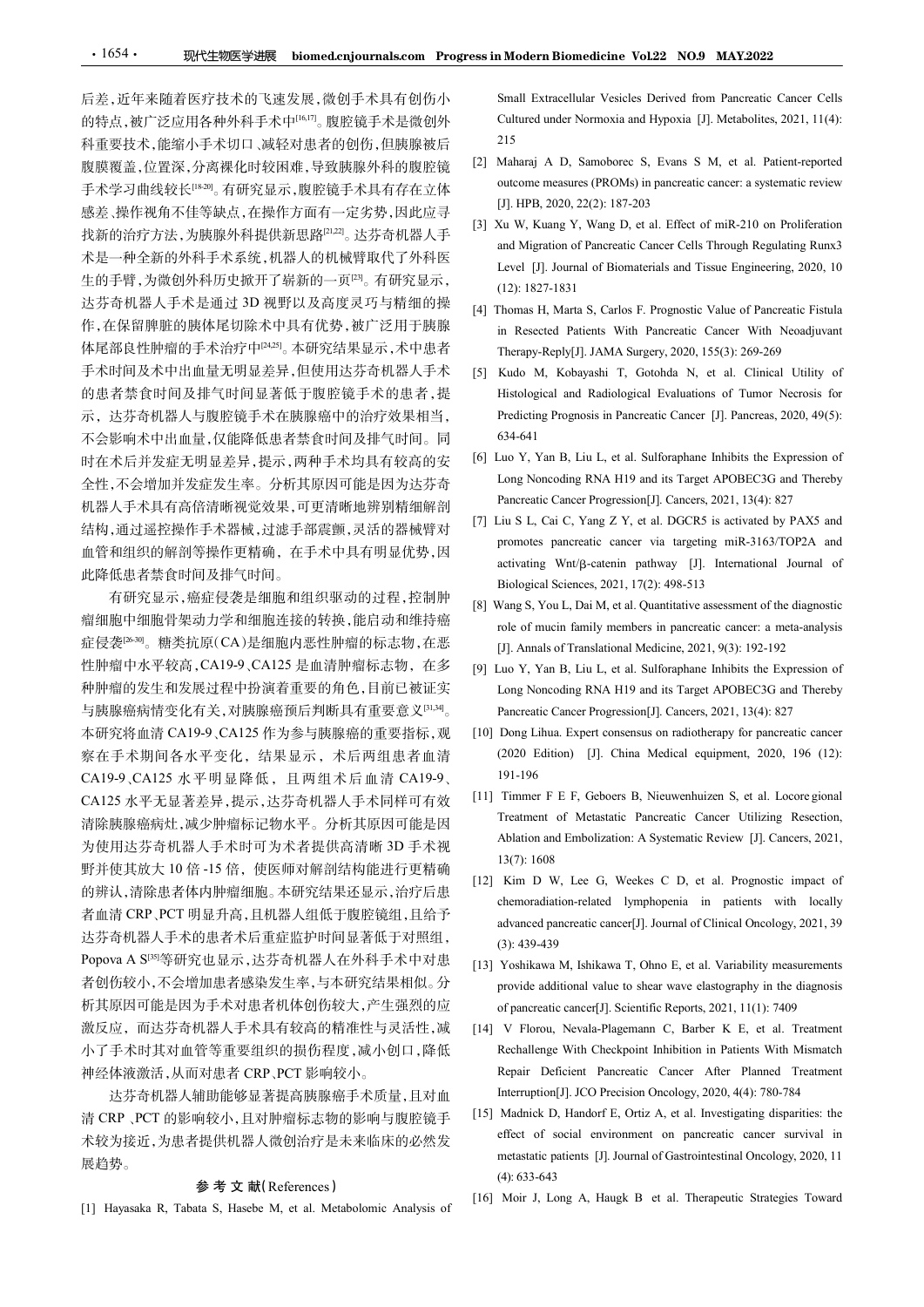后差,近年来随着医疗技术的飞速发展,微创手术具有创伤小的特点,被广泛应用各种外科手术中[16,17]。腹腔镜手术是微创外科重要技术,能缩小手术切口、减轻对患者的创伤,但胰腺被后腹膜覆盖,位置深,分离裸化时较困难,导致胰腺外科的腹腔镜手术学习曲线较长[18-20]。有研究显示,腹腔镜手术具有存在立体感差、操作视角不佳等缺点,在操作方面有一定劣势,因此应寻找新的治疗方法,为胰腺外科提供新思路[21,22]。达芬奇机器人手术是一种全新的外科手术系统,机器人的机械臂取代了外科医生的手臂,为微创外科历史掀开了崭新的一页[23]。有研究显示,达芬奇机器人手术是通过 3D 视野以及高度灵巧与精细的操作,在保留脾脏的胰体尾切除术中具有优势,被广泛用于胰腺体尾部良性肿瘤的手术治疗中[24,25]。本研究结果显示,术中患者手术时间及术中出血量无明显差异,但使用达芬奇机器人手术的患者禁食时间及排气时间显著低于腹腔镜手术的患者,提示,达芬奇机器人与腹腔镜手术在胰腺癌中的治疗效果相当,不会影响术中出血量,仅能降低患者禁食时间及排气时间。同时在术后并发症无明显差异,提示,两种手术均具有较高的安全性,不会增加并发症发生率。分析其原因可能是因为达芬奇机器人手术具有高倍清晰视觉效果,可更清晰地辨别精细解剖结构,通过遥控操作手术器械,过滤手部震颤,灵活的器械臂对血管和组织的解剖等操作更精确,在手术中具有明显优势,因此降低患者禁食时间及排气时间。

有研究显示,癌症侵袭是细胞和组织驱动的过程,控制肿瘤细胞中细胞骨架动力学和细胞连接的转换,能启动和维持癌症侵袭[26-30]。糖类抗原(CA)是细胞内恶性肿瘤的标志物,在恶性肿瘤中水平较高,CA19-9、CA125 是血清肿瘤标志物,在多种肿瘤的发生和发展过程中扮演着重要的角色,目前已被证实与胰腺癌病情变化有关,对胰腺癌预后判断具有重要意义[31,34]。本研究将血清 CA19-9、CA125 作为参与胰腺癌的重要指标,观察在手术期间各水平变化,结果显示,术后两组患者血清 CA19-9、CA125 水平明显降低,且两组术后血清 CA19-9、CA125 水平无显著差异,提示,达芬奇机器人手术同样可有效清除胰腺癌病灶,减少肿瘤标记物水平。分析其原因可能是因为使用达芬奇机器人手术时可为术者提供高清晰 3D 手术视野并使其放大 10 倍 -15 倍,使医师对解剖结构能进行更精确的辨认,清除患者体内肿瘤细胞。本研究结果还显示,治疗后患者血清 CRP、PCT 明显升高,且机器人组低于腹腔镜组,且给予达芬奇机器人手术的患者术后重症监护时间显著低于对照组,Popova A S[35]等研究也显示,达芬奇机器人在外科手术中对患者创伤较小,不会增加患者感染发生率,与本研究结果相似。分析其原因可能是因为手术对患者机体创伤较大,产生强烈的应激反应,而达芬奇机器人手术具有较高的精准性与灵活性,减小了手术时其对血管等重要组织的损伤程度,减小创口,降低神经体液激活,从而对患者 CRP、PCT 影响较小。

达芬奇机器人辅助能够显著提高胰腺癌手术质量,且对血清 CRP、PCT 的影响较小,且对肿瘤标志物的影响与腹腔镜手术较为接近,为患者提供机器人微创治疗是未来临床的必然发展趋势。

## 参 考 文 献(References)

[1] Hayasaka R, Tabata S, Hasebe M, et al. Metabolomic Analysis of Small Extracellular Vesicles Derived from Pancreatic Cancer Cells Cultured under Normoxia and Hypoxia [J]. Metabolites, 2021, 11(4): 215

[2] Maharaj A D, Samoborec S, Evans S M, et al. Patient-reported outcome measures (PROMs) in pancreatic cancer: a systematic review [J]. HPB, 2020, 22(2): 187-203

[3] Xu W, Kuang Y, Wang D, et al. Effect of miR-210 on Proliferation and Migration of Pancreatic Cancer Cells Through Regulating Runx3 Level [J]. Journal of Biomaterials and Tissue Engineering, 2020, 10 (12): 1827-1831

[4] Thomas H, Marta S, Carlos F. Prognostic Value of Pancreatic Fistula in Resected Patients With Pancreatic Cancer With Neoadjuvant Therapy-Reply[J]. JAMA Surgery, 2020, 155(3): 269-269

[5] Kudo M, Kobayashi T, Gotohda N, et al. Clinical Utility of Histological and Radiological Evaluations of Tumor Necrosis for Predicting Prognosis in Pancreatic Cancer [J]. Pancreas, 2020, 49(5): 634-641

[6] Luo Y, Yan B, Liu L, et al. Sulforaphane Inhibits the Expression of Long Noncoding RNA H19 and its Target APOBEC3G and Thereby Pancreatic Cancer Progression[J]. Cancers, 2021, 13(4): 827

[7] Liu S L, Cai C, Yang Z Y, et al. DGCR5 is activated by PAX5 and promotes pancreatic cancer via targeting miR-3163/TOP2A and activating Wnt/β-catenin pathway [J]. International Journal of Biological Sciences, 2021, 17(2): 498-513

[8] Wang S, You L, Dai M, et al. Quantitative assessment of the diagnostic role of mucin family members in pancreatic cancer: a meta-analysis [J]. Annals of Translational Medicine, 2021, 9(3): 192-192

[9] Luo Y, Yan B, Liu L, et al. Sulforaphane Inhibits the Expression of Long Noncoding RNA H19 and its Target APOBEC3G and Thereby Pancreatic Cancer Progression[J]. Cancers, 2021, 13(4): 827

[10] Dong Lihua. Expert consensus on radiotherapy for pancreatic cancer (2020 Edition) [J]. China Medical equipment, 2020, 196 (12): 191-196

[11] Timmer F E F, Geboers B, Nieuwenhuizen S, et al. Locore gional Treatment of Metastatic Pancreatic Cancer Utilizing Resection, Ablation and Embolization: A Systematic Review [J]. Cancers, 2021, 13(7): 1608

[12] Kim D W, Lee G, Weekes C D, et al. Prognostic impact of chemoradiation-related lymphopenia in patients with locally advanced pancreatic cancer[J]. Journal of Clinical Oncology, 2021, 39 (3): 439-439

[13] Yoshikawa M, Ishikawa T, Ohno E, et al. Variability measurements provide additional value to shear wave elastography in the diagnosis of pancreatic cancer[J]. Scientific Reports, 2021, 11(1): 7409

[14] V Florou, Nevala-Plagemann C, Barber K E, et al. Treatment Rechallenge With Checkpoint Inhibition in Patients With Mismatch Repair Deficient Pancreatic Cancer After Planned Treatment Interruption[J]. JCO Precision Oncology, 2020, 4(4): 780-784

[15] Madnick D, Handorf E, Ortiz A, et al. Investigating disparities: the effect of social environment on pancreatic cancer survival in metastatic patients [J]. Journal of Gastrointestinal Oncology, 2020, 11 (4): 633-643

[16] Moir J, Long A, Haugk B et al. Therapeutic Strategies Toward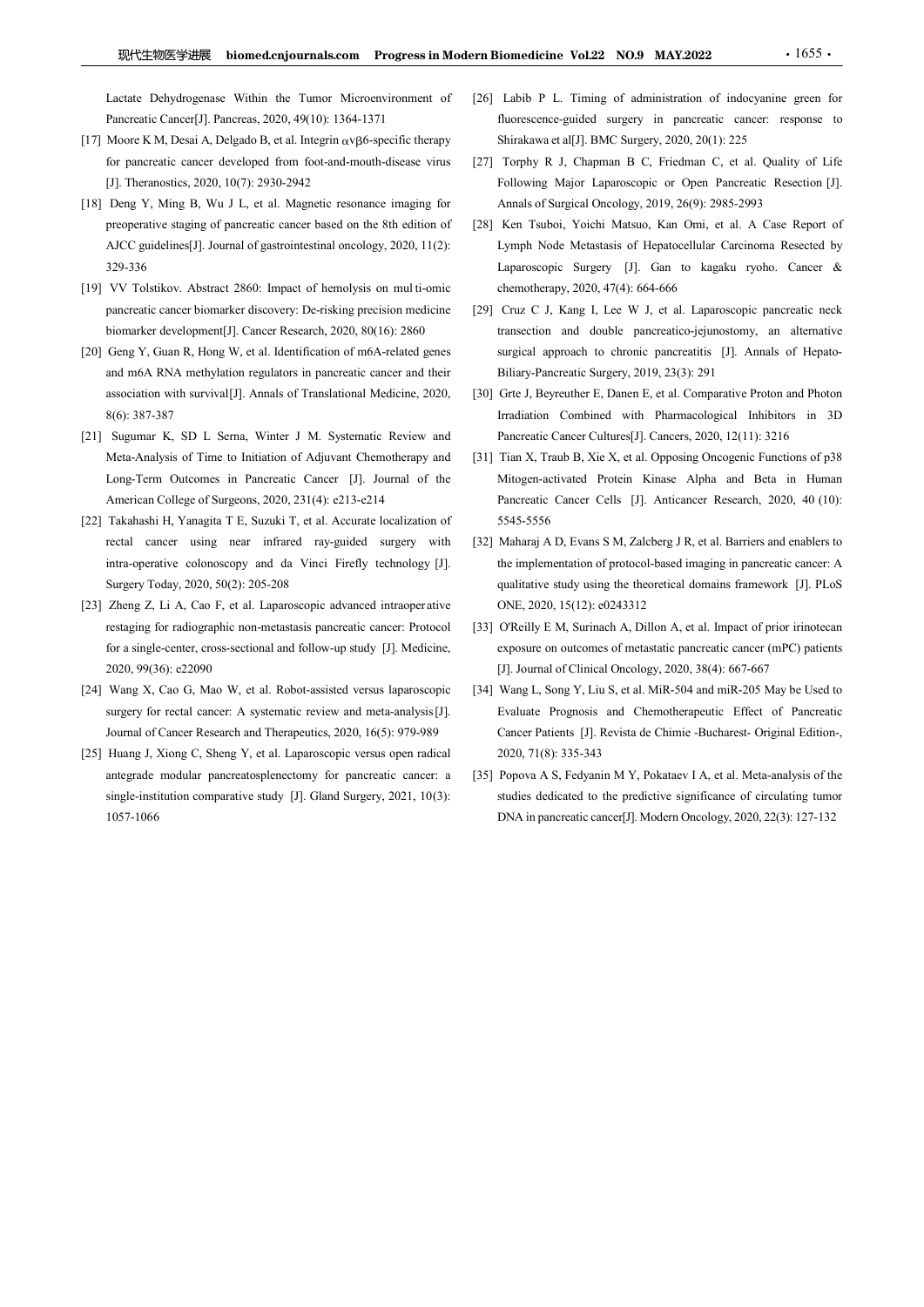Lactate Dehydrogenase Within the Tumor Microenvironment of Pancreatic Cancer[J]. Pancreas, 2020, 49(10): 1364-1371

[17] Moore K M, Desai A, Delgado B, et al. Integrin $\alpha v\beta 6$-specific therapy for pancreatic cancer developed from foot-and-mouth-disease virus [J]. Theranostics, 2020, 10(7): 2930-2942

[18] Deng Y, Ming B, Wu J L, et al. Magnetic resonance imaging for preoperative staging of pancreatic cancer based on the 8th edition of AJCC guidelines[J]. Journal of gastrointestinal oncology, 2020, 11(2): 329-336

[19] VV Tolstikov. Abstract 2860: Impact of hemolysis on mul ti-omic pancreatic cancer biomarker discovery: De-risking precision medicine biomarker development[J]. Cancer Research, 2020, 80(16): 2860

[20] Geng Y, Guan R, Hong W, et al. Identification of m6A-related genes and m6A RNA methylation regulators in pancreatic cancer and their association with survival[J]. Annals of Translational Medicine, 2020, 8(6): 387-387

[21] Sugumar K, SD L Serna, Winter J M. Systematic Review and Meta-Analysis of Time to Initiation of Adjuvant Chemotherapy and Long-Term Outcomes in Pancreatic Cancer [J]. Journal of the American College of Surgeons, 2020, 231(4): e213-e214

[22] Takahashi H, Yanagita T E, Suzuki T, et al. Accurate localization of rectal cancer using near infrared ray-guided surgery with intra-operative colonoscopy and da Vinci Firefly technology [J]. Surgery Today, 2020, 50(2): 205-208

[23] Zheng Z, Li A, Cao F, et al. Laparoscopic advanced intraoper ative restaging for radiographic non-metastasis pancreatic cancer: Protocol for a single-center, cross-sectional and follow-up study [J]. Medicine, 2020, 99(36): e22090

[24] Wang X, Cao G, Mao W, et al. Robot-assisted versus laparoscopic surgery for rectal cancer: A systematic review and meta-analysis[J]. Journal of Cancer Research and Therapeutics, 2020, 16(5): 979-989

[25] Huang J, Xiong C, Sheng Y, et al. Laparoscopic versus open radical antegrade modular pancreatosplenectomy for pancreatic cancer: a single-institution comparative study [J]. Gland Surgery, 2021, 10(3): 1057-1066

[26] Labib P L. Timing of administration of indocyanine green for fluorescence-guided surgery in pancreatic cancer: response to Shirakawa et al[J]. BMC Surgery, 2020, 20(1): 225

[27] Torphy R J, Chapman B C, Friedman C, et al. Quality of Life Following Major Laparoscopic or Open Pancreatic Resection [J]. Annals of Surgical Oncology, 2019, 26(9): 2985-2993

[28] Ken Tsuboi, Yoichi Matsuo, Kan Omi, et al. A Case Report of Lymph Node Metastasis of Hepatocellular Carcinoma Resected by Laparoscopic Surgery [J]. Gan to kagaku ryoho. Cancer & chemotherapy, 2020, 47(4): 664-666

[29] Cruz C J, Kang I, Lee W J, et al. Laparoscopic pancreatic neck transection and double pancreatico-jejunostomy, an alternative surgical approach to chronic pancreatitis [J]. Annals of Hepato-Biliary-Pancreatic Surgery, 2019, 23(3): 291

[30] Grte J, Beyreuther E, Danen E, et al. Comparative Proton and Photon Irradiation Combined with Pharmacological Inhibitors in 3D Pancreatic Cancer Cultures[J]. Cancers, 2020, 12(11): 3216

[31] Tian X, Traub B, Xie X, et al. Opposing Oncogenic Functions of p38 Mitogen-activated Protein Kinase Alpha and Beta in Human Pancreatic Cancer Cells [J]. Anticancer Research, 2020, 40 (10): 5545-5556

[32] Maharaj A D, Evans S M, Zalcberg J R, et al. Barriers and enablers to the implementation of protocol-based imaging in pancreatic cancer: A qualitative study using the theoretical domains framework [J]. PLoS ONE, 2020, 15(12): e0243312

[33] O'Reilly E M, Surinach A, Dillon A, et al. Impact of prior irinotecan exposure on outcomes of metastatic pancreatic cancer (mPC) patients [J]. Journal of Clinical Oncology, 2020, 38(4): 667-667

[34] Wang L, Song Y, Liu S, et al. MiR-504 and miR-205 May be Used to Evaluate Prognosis and Chemotherapeutic Effect of Pancreatic Cancer Patients [J]. Revista de Chimie -Bucharest- Original Edition-, 2020, 71(8): 335-343

[35] Popova A S, Fedyanin M Y, Pokataev I A, et al. Meta-analysis of the studies dedicated to the predictive significance of circulating tumor DNA in pancreatic cancer[J]. Modern Oncology, 2020, 22(3): 127-132